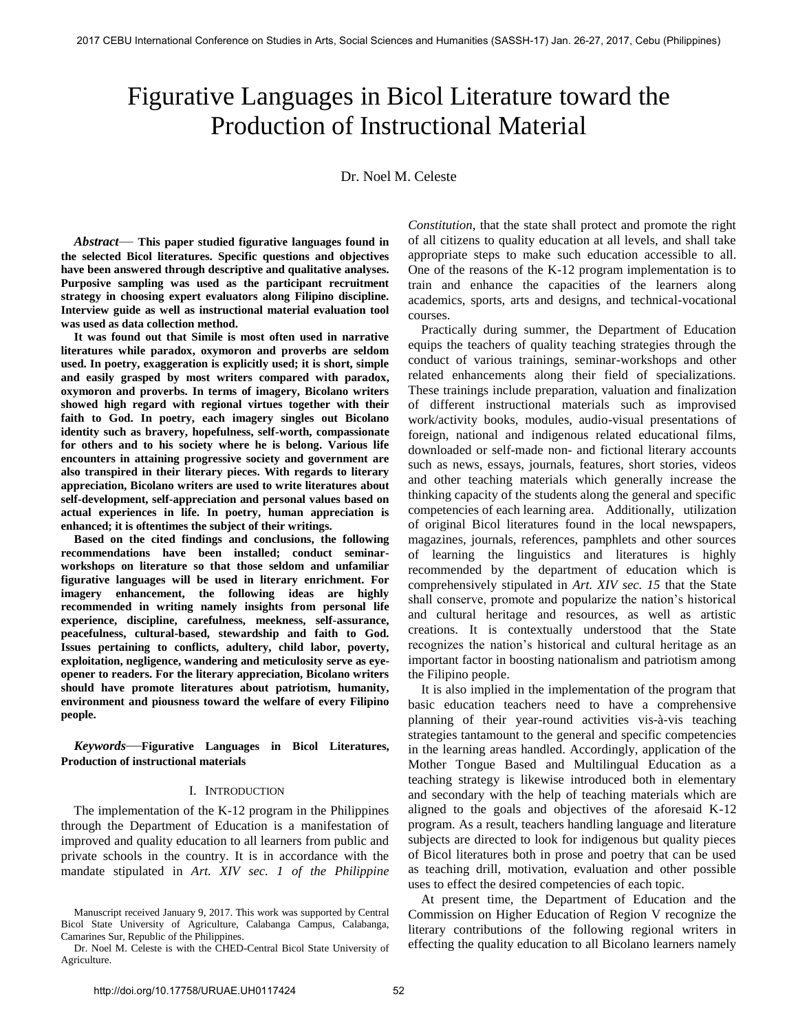# Figurative Languages in Bicol Literature toward the Production of Instructional Material

Dr. Noel M. Celeste

***Abstract*— This paper studied figurative languages found in the selected Bicol literatures. Specific questions and objectives have been answered through descriptive and qualitative analyses. Purposive sampling was used as the participant recruitment strategy in choosing expert evaluators along Filipino discipline. Interview guide as well as instructional material evaluation tool was used as data collection method.**

**It was found out that Simile is most often used in narrative literatures while paradox, oxymoron and proverbs are seldom used. In poetry, exaggeration is explicitly used; it is short, simple and easily grasped by most writers compared with paradox, oxymoron and proverbs. In terms of imagery, Bicolano writers showed high regard with regional virtues together with their faith to God. In poetry, each imagery singles out Bicolano identity such as bravery, hopefulness, self-worth, compassionate for others and to his society where he is belong. Various life encounters in attaining progressive society and government are also transpired in their literary pieces. With regards to literary appreciation, Bicolano writers are used to write literatures about self-development, self-appreciation and personal values based on actual experiences in life. In poetry, human appreciation is enhanced; it is oftentimes the subject of their writings.**

**Based on the cited findings and conclusions, the following recommendations have been installed; conduct seminar-workshops on literature so that those seldom and unfamiliar figurative languages will be used in literary enrichment. For imagery enhancement, the following ideas are highly recommended in writing namely insights from personal life experience, discipline, carefulness, meekness, self-assurance, peacefulness, cultural-based, stewardship and faith to God. Issues pertaining to conflicts, adultery, child labor, poverty, exploitation, negligence, wandering and meticulosity serve as eye-opener to readers. For the literary appreciation, Bicolano writers should have promote literatures about patriotism, humanity, environment and piousness toward the welfare of every Filipino people.**

***Keywords*—Figurative Languages in Bicol Literatures, Production of instructional materials**

## I. Introduction

The implementation of the K-12 program in the Philippines through the Department of Education is a manifestation of improved and quality education to all learners from public and private schools in the country. It is in accordance with the mandate stipulated in *Art. XIV sec. 1 of the Philippine Constitution*, that the state shall protect and promote the right of all citizens to quality education at all levels, and shall take appropriate steps to make such education accessible to all. One of the reasons of the K-12 program implementation is to train and enhance the capacities of the learners along academics, sports, arts and designs, and technical-vocational courses.

Practically during summer, the Department of Education equips the teachers of quality teaching strategies through the conduct of various trainings, seminar-workshops and other related enhancements along their field of specializations. These trainings include preparation, valuation and finalization of different instructional materials such as improvised work/activity books, modules, audio-visual presentations of foreign, national and indigenous related educational films, downloaded or self-made non- and fictional literary accounts such as news, essays, journals, features, short stories, videos and other teaching materials which generally increase the thinking capacity of the students along the general and specific competencies of each learning area. Additionally, utilization of original Bicol literatures found in the local newspapers, magazines, journals, references, pamphlets and other sources of learning the linguistics and literatures is highly recommended by the department of education which is comprehensively stipulated in *Art. XIV sec. 15* that the State shall conserve, promote and popularize the nation's historical and cultural heritage and resources, as well as artistic creations. It is contextually understood that the State recognizes the nation's historical and cultural heritage as an important factor in boosting nationalism and patriotism among the Filipino people.

It is also implied in the implementation of the program that basic education teachers need to have a comprehensive planning of their year-round activities vis-à-vis teaching strategies tantamount to the general and specific competencies in the learning areas handled. Accordingly, application of the Mother Tongue Based and Multilingual Education as a teaching strategy is likewise introduced both in elementary and secondary with the help of teaching materials which are aligned to the goals and objectives of the aforesaid K-12 program. As a result, teachers handling language and literature subjects are directed to look for indigenous but quality pieces of Bicol literatures both in prose and poetry that can be used as teaching drill, motivation, evaluation and other possible uses to effect the desired competencies of each topic.

At present time, the Department of Education and the Commission on Higher Education of Region V recognize the literary contributions of the following regional writers in effecting the quality education to all Bicolano learners namely

Manuscript received January 9, 2017. This work was supported by Central Bicol State University of Agriculture, Calabanga Campus, Calabanga, Camarines Sur, Republic of the Philippines.

Dr. Noel M. Celeste is with the CHED-Central Bicol State University of Agriculture.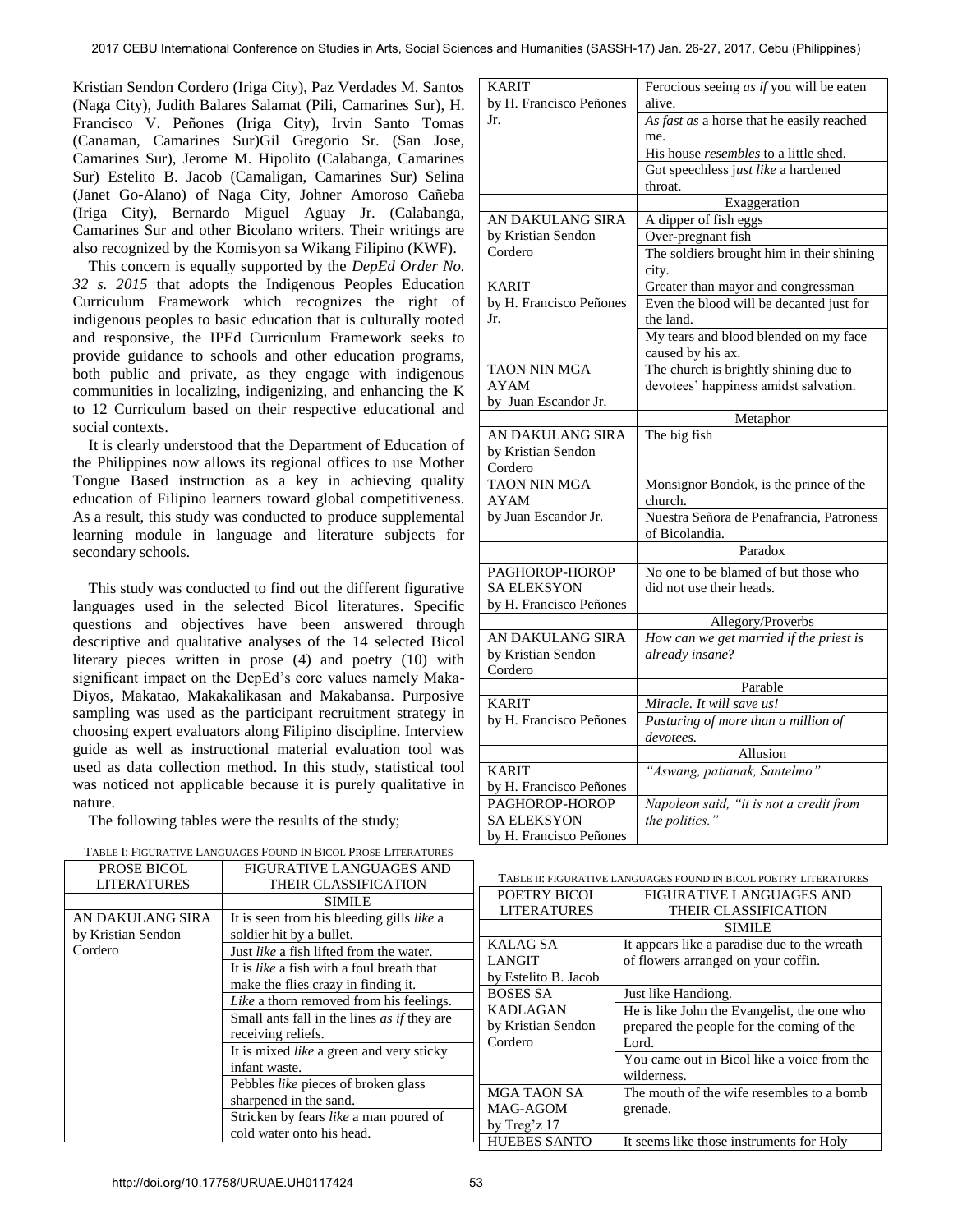Kristian Sendon Cordero (Iriga City), Paz Verdades M. Santos (Naga City), Judith Balares Salamat (Pili, Camarines Sur), H. Francisco V. Peñones (Iriga City), Irvin Santo Tomas (Canaman, Camarines Sur)Gil Gregorio Sr. (San Jose, Camarines Sur), Jerome M. Hipolito (Calabanga, Camarines Sur) Estelito B. Jacob (Camaligan, Camarines Sur) Selina (Janet Go-Alano) of Naga City, Johner Amoroso Cañeba (Iriga City), Bernardo Miguel Aguay Jr. (Calabanga, Camarines Sur and other Bicolano writers. Their writings are also recognized by the Komisyon sa Wikang Filipino (KWF).

This concern is equally supported by the *DepEd Order No. 32 s. 2015* that adopts the Indigenous Peoples Education Curriculum Framework which recognizes the right of indigenous peoples to basic education that is culturally rooted and responsive, the IPEd Curriculum Framework seeks to provide guidance to schools and other education programs, both public and private, as they engage with indigenous communities in localizing, indigenizing, and enhancing the K to 12 Curriculum based on their respective educational and social contexts.

It is clearly understood that the Department of Education of the Philippines now allows its regional offices to use Mother Tongue Based instruction as a key in achieving quality education of Filipino learners toward global competitiveness. As a result, this study was conducted to produce supplemental learning module in language and literature subjects for secondary schools.

This study was conducted to find out the different figurative languages used in the selected Bicol literatures. Specific questions and objectives have been answered through descriptive and qualitative analyses of the 14 selected Bicol literary pieces written in prose (4) and poetry (10) with significant impact on the DepEd's core values namely Maka-Diyos, Makatao, Makakalikasan and Makabansa. Purposive sampling was used as the participant recruitment strategy in choosing expert evaluators along Filipino discipline. Interview guide as well as instructional material evaluation tool was used as data collection method. In this study, statistical tool was noticed not applicable because it is purely qualitative in nature.

The following tables were the results of the study;

TABLE I: FIGURATIVE LANGUAGES FOUND IN BICOL PROSE LITERATURES

| PROSE BICOL LITERATURES | FIGURATIVE LANGUAGES AND THEIR CLASSIFICATION |
|---|---|
| | SIMILE |
| AN DAKULANG SIRA by Kristian Sendon Cordero | It is seen from his bleeding gills *like* a soldier hit by a bullet. |
| | Just *like* a fish lifted from the water. |
| | It is *like* a fish with a foul breath that make the flies crazy in finding it. |
| | *Like* a thorn removed from his feelings. |
| | Small ants fall in the lines *as if* they are receiving reliefs. |
| | It is mixed *like* a green and very sticky infant waste. |
| | Pebbles *like* pieces of broken glass sharpened in the sand. |
| | Stricken by fears *like* a man poured of cold water onto his head. |
| KARIT by H. Francisco Peñones Jr. | Ferocious seeing *as if* you will be eaten alive. |
| | *As fast as* a horse that he easily reached me. |
| | His house *resembles* to a little shed. |
| | Got speechless j*ust like* a hardened throat. |
| | Exaggeration |
| AN DAKULANG SIRA by Kristian Sendon Cordero | A dipper of fish eggs |
| | Over-pregnant fish |
| | The soldiers brought him in their shining city. |
| KARIT by H. Francisco Peñones Jr. | Greater than mayor and congressman |
| | Even the blood will be decanted just for the land. |
| | My tears and blood blended on my face caused by his ax. |
| TAON NIN MGA AYAM by Juan Escandor Jr. | The church is brightly shining due to devotees' happiness amidst salvation. |
| | Metaphor |
| AN DAKULANG SIRA by Kristian Sendon Cordero | The big fish |
| TAON NIN MGA AYAM by Juan Escandor Jr. | Monsignor Bondok, is the prince of the church. |
| | Nuestra Señora de Penafrancia, Patroness of Bicolandia. |
| | Paradox |
| PAGHOROP-HOROP SA ELEKSYON by H. Francisco Peñones | No one to be blamed of but those who did not use their heads. |
| | Allegory/Proverbs |
| AN DAKULANG SIRA by Kristian Sendon Cordero | *How can we get married if the priest is already insane*? |
| | Parable |
| KARIT by H. Francisco Peñones | *Miracle. It will save us!* |
| | *Pasturing of more than a million of devotees.* |
| | Allusion |
| KARIT by H. Francisco Peñones | *"Aswang, patianak, Santelmo"* |
| PAGHOROP-HOROP SA ELEKSYON by H. Francisco Peñones | *Napoleon said, "it is not a credit from the politics."* |

TABLE II: FIGURATIVE LANGUAGES FOUND IN BICOL POETRY LITERATURES

| POETRY BICOL LITERATURES | FIGURATIVE LANGUAGES AND THEIR CLASSIFICATION |
|---|---|
| | SIMILE |
| KALAG SA LANGIT by Estelito B. Jacob | It appears like a paradise due to the wreath of flowers arranged on your coffin. |
| BOSES SA KADLAGAN by Kristian Sendon Cordero | Just like Handiong. |
| | He is like John the Evangelist, the one who prepared the people for the coming of the Lord. |
| | You came out in Bicol like a voice from the wilderness. |
| MGA TAON SA MAG-AGOM by Treg'z 17 | The mouth of the wife resembles to a bomb grenade. |
| HUEBES SANTO | It seems like those instruments for Holy |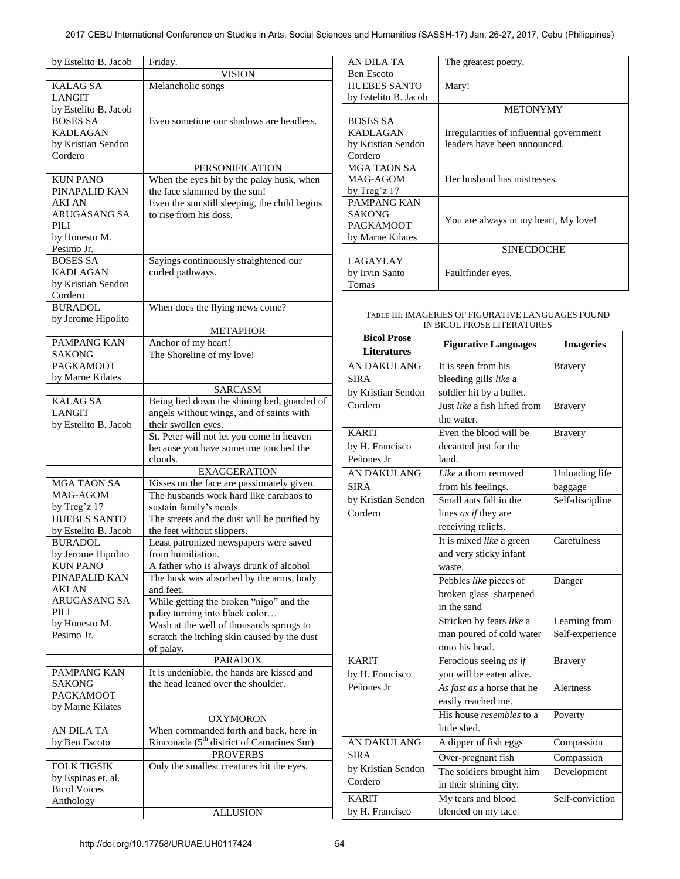| | |
|---|---|
| by Estelito B. Jacob | Friday. |
| | VISION |
| KALAG SA LANGIT by Estelito B. Jacob | Melancholic songs |
| BOSES SA KADLAGAN by Kristian Sendon Cordero | Even sometime our shadows are headless. |
| | PERSONIFICATION |
| KUN PANO PINAPALID KAN AKI AN ARUGASANG SA PILI by Honesto M. Pesimo Jr. | When the eyes hit by the palay husk, when the face slammed by the sun! |
| | Even the sun still sleeping, the child begins to rise from his doss. |
| BOSES SA KADLAGAN by Kristian Sendon Cordero | Sayings continuously straightened our curled pathways. |
| BURADOL by Jerome Hipolito | When does the flying news come? |
| | METAPHOR |
| PAMPANG KAN SAKONG PAGKAMOOT by Marne Kilates | Anchor of my heart! |
| | The Shoreline of my love! |
| | SARCASM |
| KALAG SA LANGIT by Estelito B. Jacob | Being lied down the shining bed, guarded of angels without wings, and of saints with their swollen eyes. |
| | St. Peter will not let you come in heaven because you have sometime touched the clouds. |
| | EXAGGERATION |
| MGA TAON SA MAG-AGOM by Treg'z 17 | Kisses on the face are passionately given. |
| | The husbands work hard like carabaos to sustain family's needs. |
| HUEBES SANTO by Estelito B. Jacob | The streets and the dust will be purified by the feet without slippers. |
| BURADOL by Jerome Hipolito | Least patronized newspapers were saved from humiliation. |
| KUN PANO PINAPALID KAN AKI AN ARUGASANG SA PILI by Honesto M. Pesimo Jr. | A father who is always drunk of alcohol |
| | The husk was absorbed by the arms, body and feet. |
| | While getting the broken "nigo" and the palay turning into black color… |
| | Wash at the well of thousands springs to scratch the itching skin caused by the dust of palay. |
| | PARADOX |
| PAMPANG KAN SAKONG PAGKAMOOT by Marne Kilates | It is undeniable, the hands are kissed and the head leaned over the shoulder. |
| | OXYMORON |
| AN DILA TA by Ben Escoto | When commanded forth and back, here in Rinconada (5th district of Camarines Sur) |
| | PROVERBS |
| FOLK TIGSIK by Espinas et. al. Bicol Voices Anthology | Only the smallest creatures hit the eyes. |
| | ALLUSION |
| AN DILA TA Ben Escoto | The greatest poetry. |
| HUEBES SANTO by Estelito B. Jacob | Mary! |
| | METONYMY |
| BOSES SA KADLAGAN by Kristian Sendon Cordero | Irregularities of influential government leaders have been announced. |
| MGA TAON SA MAG-AGOM by Treg'z 17 | Her husband has mistresses. |
| PAMPANG KAN SAKONG PAGKAMOOT by Marne Kilates | You are always in my heart, My love! |
| | SINECDOCHE |
| LAGAYLAY by Irvin Santo Tomas | Faultfinder eyes. |

TABLE III: IMAGERIES OF FIGURATIVE LANGUAGES FOUND IN BICOL PROSE LITERATURES

| Bicol Prose Literatures | Figurative Languages | Imageries |
|---|---|---|
| AN DAKULANG SIRA by Kristian Sendon Cordero | It is seen from his bleeding gills *like* a soldier hit by a bullet. | Bravery |
| | Just *like* a fish lifted from the water. | Bravery |
| KARIT by H. Francisco Peñones Jr | Even the blood will be decanted just for the land. | Bravery |
| AN DAKULANG SIRA by Kristian Sendon Cordero | *Like* a thorn removed from his feelings. | Unloading life baggage |
| | Small ants fall in the lines *as if* they are receiving reliefs. | Self-discipline |
| | It is mixed *like* a green and very sticky infant waste. | Carefulness |
| | Pebbles *like* pieces of broken glass sharpened in the sand | Danger |
| | Stricken by fears *like* a man poured of cold water onto his head. | Learning from Self-experience |
| KARIT by H. Francisco Peñones Jr | Ferocious seeing *as if* you will be eaten alive. | Bravery |
| | *As fast as* a horse that he easily reached me. | Alertness |
| | His house *resembles* to a little shed. | Poverty |
| AN DAKULANG SIRA by Kristian Sendon Cordero | A dipper of fish eggs | Compassion |
| | Over-pregnant fish | Compassion |
| | The soldiers brought him in their shining city. | Development |
| KARIT by H. Francisco | My tears and blood blended on my face | Self-conviction |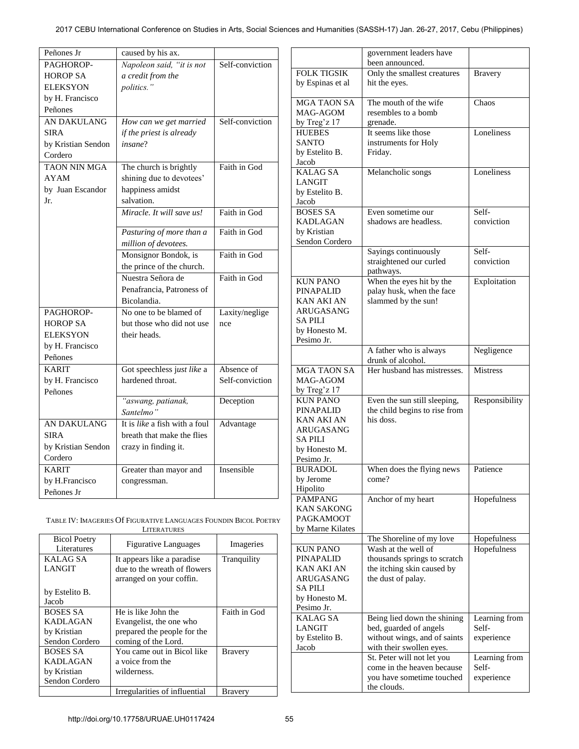| | | |
|---|---|---|
| Peñones Jr | caused by his ax. | |
| PAGHOROP-HOROP SA ELEKSYON by H. Francisco Peñones | *Napoleon said, "it is not a credit from the politics."* | Self-conviction |
| AN DAKULANG SIRA by Kristian Sendon Cordero | *How can we get married if the priest is already insane*? | Self-conviction |
| TAON NIN MGA AYAM by Juan Escandor Jr. | The church is brightly shining due to devotees' happiness amidst salvation. | Faith in God |
| | *Miracle. It will save us!* | Faith in God |
| | *Pasturing of more than a million of devotees.* | Faith in God |
| | Monsignor Bondok, is the prince of the church. | Faith in God |
| | Nuestra Señora de Penafrancia, Patroness of Bicolandia. | Faith in God |
| PAGHOROP-HOROP SA ELEKSYON by H. Francisco Peñones | No one to be blamed of but those who did not use their heads. | Laxity/negligence |
| KARIT by H. Francisco Peñones | Got speechless j*ust like* a hardened throat. | Absence of Self-conviction |
| | *"aswang, patianak, Santelmo"* | Deception |
| AN DAKULANG SIRA by Kristian Sendon Cordero | It is *like* a fish with a foul breath that make the flies crazy in finding it. | Advantage |
| KARIT by H.Francisco Peñones Jr | Greater than mayor and congressman. | Insensible |

TABLE IV: IMAGERIES Of FIGURATIVE LANGUAGES FOUNDIN BICOL POETRY LITERATURES

| Bicol Poetry Literatures | Figurative Languages | Imageries |
|---|---|---|
| KALAG SA LANGIT by Estelito B. Jacob | It appears like a paradise due to the wreath of flowers arranged on your coffin. | Tranquility |
| BOSES SA KADLAGAN by Kristian Sendon Cordero | He is like John the Evangelist, the one who prepared the people for the coming of the Lord. | Faith in God |
| BOSES SA KADLAGAN by Kristian Sendon Cordero | You came out in Bicol like a voice from the wilderness. | Bravery |
| | Irregularities of influential government leaders have been announced. | Bravery |
| FOLK TIGSIK by Espinas et al | Only the smallest creatures hit the eyes. | Bravery |
| MGA TAON SA MAG-AGOM by Treg'z 17 | The mouth of the wife resembles to a bomb grenade. | Chaos |
| HUEBES SANTO by Estelito B. Jacob | It seems like those instruments for Holy Friday. | Loneliness |
| KALAG SA LANGIT by Estelito B. Jacob | Melancholic songs | Loneliness |
| BOSES SA KADLAGAN by Kristian Sendon Cordero | Even sometime our shadows are headless. | Self-conviction |
| | Sayings continuously straightened our curled pathways. | Self-conviction |
| KUN PANO PINAPALID KAN AKI AN ARUGASANG SA PILI by Honesto M. Pesimo Jr. | When the eyes hit by the palay husk, when the face slammed by the sun! | Exploitation |
| | A father who is always drunk of alcohol. | Negligence |
| MGA TAON SA MAG-AGOM by Treg'z 17 | Her husband has mistresses. | Mistress |
| KUN PANO PINAPALID KAN AKI AN ARUGASANG SA PILI by Honesto M. Pesimo Jr. | Even the sun still sleeping, the child begins to rise from his doss. | Responsibility |
| BURADOL by Jerome Hipolito | When does the flying news come? | Patience |
| PAMPANG KAN SAKONG PAGKAMOOT by Marne Kilates | Anchor of my heart | Hopefulness |
| | The Shoreline of my love | Hopefulness |
| KUN PANO PINAPALID KAN AKI AN ARUGASANG SA PILI by Honesto M. Pesimo Jr. | Wash at the well of thousands springs to scratch the itching skin caused by the dust of palay. | Hopefulness |
| KALAG SA LANGIT by Estelito B. Jacob | Being lied down the shining bed, guarded of angels without wings, and of saints with their swollen eyes. | Learning from Self-experience |
| | St. Peter will not let you come in the heaven because you have sometime touched the clouds. | Learning from Self-experience |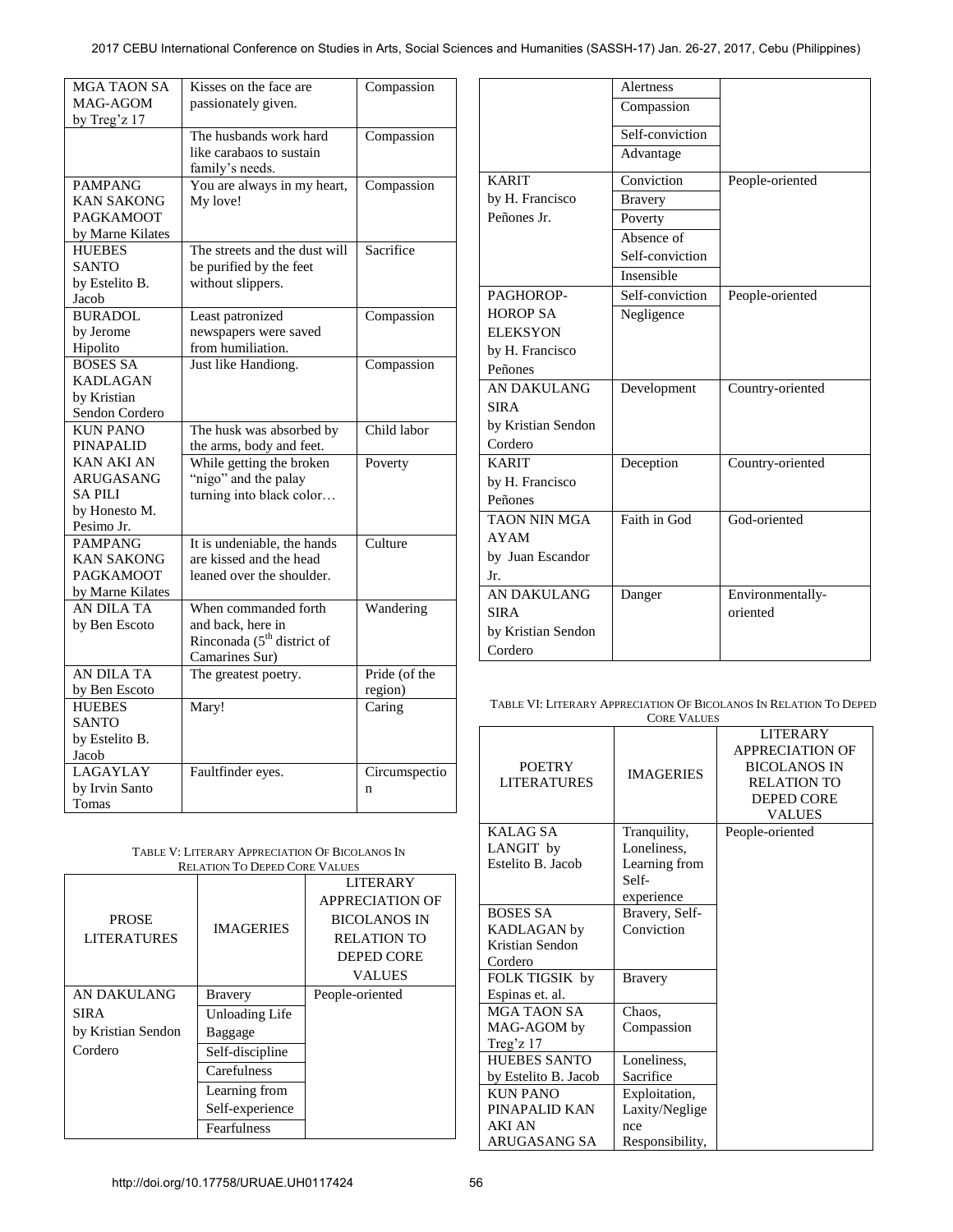| MGA TAON SA MAG-AGOM by Treg'z 17 | Kisses on the face are passionately given. | Compassion |
|---|---|---|
| | The husbands work hard like carabaos to sustain family's needs. | Compassion |
| PAMPANG KAN SAKONG PAGKAMOOT by Marne Kilates | You are always in my heart, My love! | Compassion |
| HUEBES SANTO by Estelito B. Jacob | The streets and the dust will be purified by the feet without slippers. | Sacrifice |
| BURADOL by Jerome Hipolito | Least patronized newspapers were saved from humiliation. | Compassion |
| BOSES SA KADLAGAN by Kristian Sendon Cordero | Just like Handiong. | Compassion |
| KUN PANO PINAPALID KAN AKI AN ARUGASANG SA PILI by Honesto M. Pesimo Jr. | The husk was absorbed by the arms, body and feet. | Child labor |
| | While getting the broken "nigo" and the palay turning into black color… | Poverty |
| PAMPANG KAN SAKONG PAGKAMOOT by Marne Kilates | It is undeniable, the hands are kissed and the head leaned over the shoulder. | Culture |
| AN DILA TA by Ben Escoto | When commanded forth and back, here in Rinconada (5th district of Camarines Sur) | Wandering |
| AN DILA TA by Ben Escoto | The greatest poetry. | Pride (of the region) |
| HUEBES SANTO by Estelito B. Jacob | Mary! | Caring |
| LAGAYLAY by Irvin Santo Tomas | Faultfinder eyes. | Circumspection |

TABLE V: LITERARY APPRECIATION OF BICOLANOS IN RELATION TO DEPED CORE VALUES

| PROSE LITERATURES | IMAGERIES | LITERARY APPRECIATION OF BICOLANOS IN RELATION TO DEPED CORE VALUES |
|---|---|---|
| AN DAKULANG SIRA by Kristian Sendon Cordero | Bravery | People-oriented |
| | Unloading Life Baggage | |
| | Self-discipline | |
| | Carefulness | |
| | Learning from Self-experience | |
| | Fearfulness | |
| | Alertness | |
| | Compassion | |
| | Self-conviction | |
| | Advantage | |
| KARIT by H. Francisco Peñones Jr. | Conviction | People-oriented |
| | Bravery | |
| | Poverty | |
| | Absence of Self-conviction | |
| | Insensible | |
| PAGHOROP-HOROP SA ELEKSYON by H. Francisco Peñones | Self-conviction | People-oriented |
| | Negligence | |
| AN DAKULANG SIRA by Kristian Sendon Cordero | Development | Country-oriented |
| KARIT by H. Francisco Peñones | Deception | Country-oriented |
| TAON NIN MGA AYAM by Juan Escandor Jr. | Faith in God | God-oriented |
| AN DAKULANG SIRA by Kristian Sendon Cordero | Danger | Environmentally-oriented |

TABLE VI: LITERARY APPRECIATION OF BICOLANOS IN RELATION TO DEPED CORE VALUES

| POETRY LITERATURES | IMAGERIES | LITERARY APPRECIATION OF BICOLANOS IN RELATION TO DEPED CORE VALUES |
|---|---|---|
| KALAG SA LANGIT by Estelito B. Jacob | Tranquility, Loneliness, Learning from Self-experience | People-oriented |
| BOSES SA KADLAGAN by Kristian Sendon Cordero | Bravery, Self-Conviction | |
| FOLK TIGSIK by Espinas et. al. | Bravery | |
| MGA TAON SA MAG-AGOM by Treg'z 17 | Chaos, Compassion | |
| HUEBES SANTO by Estelito B. Jacob | Loneliness, Sacrifice | |
| KUN PANO PINAPALID KAN AKI AN ARUGASANG SA | Exploitation, Laxity/Negligence Responsibility, | |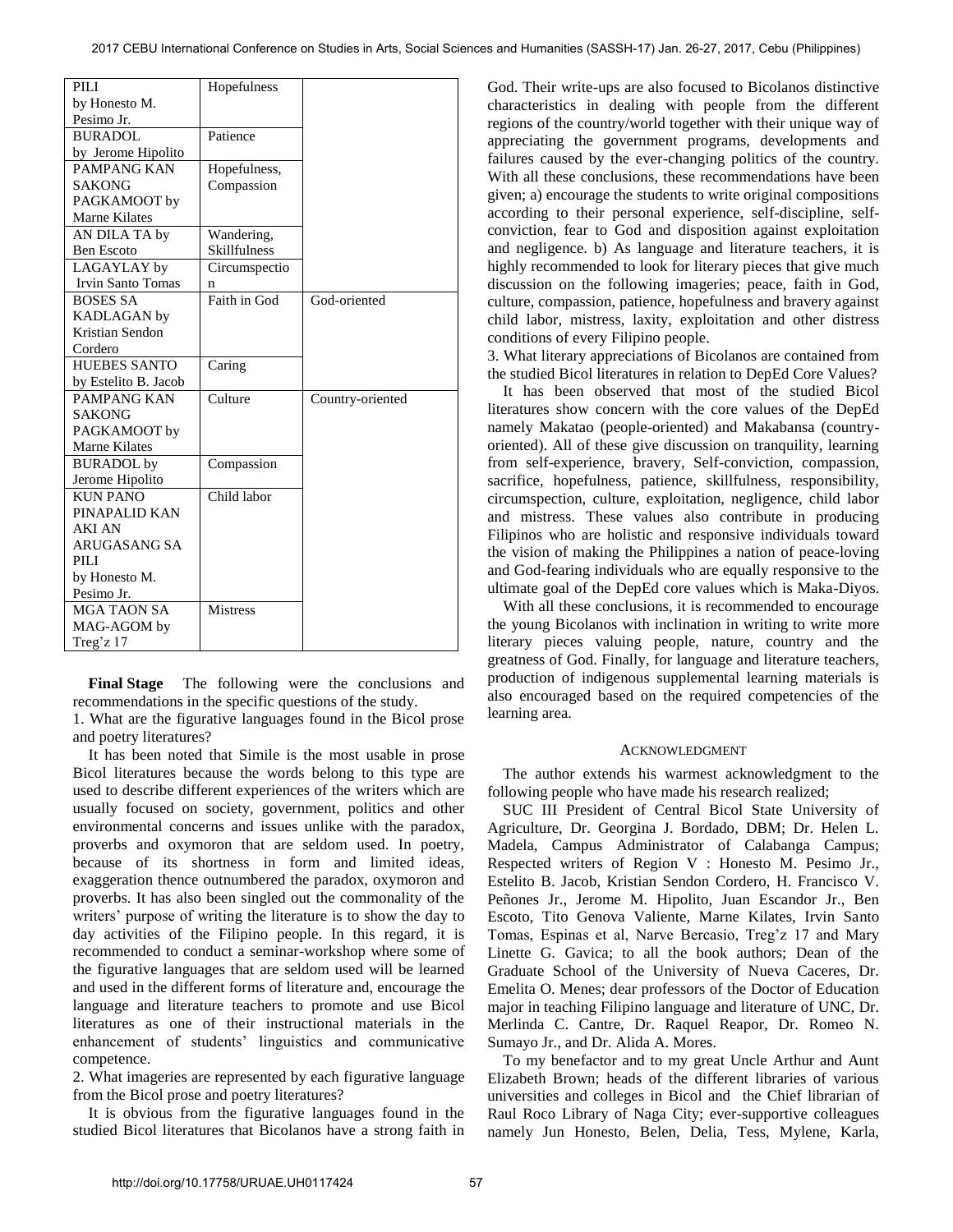| | | |
|---|---|---|
| PILI by Honesto M. Pesimo Jr. | Hopefulness | |
| BURADOL by Jerome Hipolito | Patience | |
| PAMPANG KAN SAKONG PAGKAMOOT by Marne Kilates | Hopefulness, Compassion | |
| AN DILA TA by Ben Escoto | Wandering, Skillfulness | |
| LAGAYLAY by Irvin Santo Tomas | Circumspection | |
| BOSES SA KADLAGAN by Kristian Sendon Cordero | Faith in God | God-oriented |
| HUEBES SANTO by Estelito B. Jacob | Caring | |
| PAMPANG KAN SAKONG PAGKAMOOT by Marne Kilates | Culture | Country-oriented |
| BURADOL by Jerome Hipolito | Compassion | |
| KUN PANO PINAPALID KAN AKI AN ARUGASANG SA PILI by Honesto M. Pesimo Jr. | Child labor | |
| MGA TAON SA MAG-AGOM by Treg'z 17 | Mistress | |

**Final Stage** The following were the conclusions and recommendations in the specific questions of the study.

1. What are the figurative languages found in the Bicol prose and poetry literatures?

It has been noted that Simile is the most usable in prose Bicol literatures because the words belong to this type are used to describe different experiences of the writers which are usually focused on society, government, politics and other environmental concerns and issues unlike with the paradox, proverbs and oxymoron that are seldom used. In poetry, because of its shortness in form and limited ideas, exaggeration thence outnumbered the paradox, oxymoron and proverbs. It has also been singled out the commonality of the writers' purpose of writing the literature is to show the day to day activities of the Filipino people. In this regard, it is recommended to conduct a seminar-workshop where some of the figurative languages that are seldom used will be learned and used in the different forms of literature and, encourage the language and literature teachers to promote and use Bicol literatures as one of their instructional materials in the enhancement of students' linguistics and communicative competence.

2. What imageries are represented by each figurative language from the Bicol prose and poetry literatures?

It is obvious from the figurative languages found in the studied Bicol literatures that Bicolanos have a strong faith in God. Their write-ups are also focused to Bicolanos distinctive characteristics in dealing with people from the different regions of the country/world together with their unique way of appreciating the government programs, developments and failures caused by the ever-changing politics of the country. With all these conclusions, these recommendations have been given; a) encourage the students to write original compositions according to their personal experience, self-discipline, self-conviction, fear to God and disposition against exploitation and negligence. b) As language and literature teachers, it is highly recommended to look for literary pieces that give much discussion on the following imageries; peace, faith in God, culture, compassion, patience, hopefulness and bravery against child labor, mistress, laxity, exploitation and other distress conditions of every Filipino people.

3. What literary appreciations of Bicolanos are contained from the studied Bicol literatures in relation to DepEd Core Values?

It has been observed that most of the studied Bicol literatures show concern with the core values of the DepEd namely Makatao (people-oriented) and Makabansa (country-oriented). All of these give discussion on tranquility, learning from self-experience, bravery, Self-conviction, compassion, sacrifice, hopefulness, patience, skillfulness, responsibility, circumspection, culture, exploitation, negligence, child labor and mistress. These values also contribute in producing Filipinos who are holistic and responsive individuals toward the vision of making the Philippines a nation of peace-loving and God-fearing individuals who are equally responsive to the ultimate goal of the DepEd core values which is Maka-Diyos.

With all these conclusions, it is recommended to encourage the young Bicolanos with inclination in writing to write more literary pieces valuing people, nature, country and the greatness of God. Finally, for language and literature teachers, production of indigenous supplemental learning materials is also encouraged based on the required competencies of the learning area.

## Acknowledgment

The author extends his warmest acknowledgment to the following people who have made his research realized;

SUC III President of Central Bicol State University of Agriculture, Dr. Georgina J. Bordado, DBM; Dr. Helen L. Madela, Campus Administrator of Calabanga Campus; Respected writers of Region V : Honesto M. Pesimo Jr., Estelito B. Jacob, Kristian Sendon Cordero, H. Francisco V. Peñones Jr., Jerome M. Hipolito, Juan Escandor Jr., Ben Escoto, Tito Genova Valiente, Marne Kilates, Irvin Santo Tomas, Espinas et al, Narve Bercasio, Treg'z 17 and Mary Linette G. Gavica; to all the book authors; Dean of the Graduate School of the University of Nueva Caceres, Dr. Emelita O. Menes; dear professors of the Doctor of Education major in teaching Filipino language and literature of UNC, Dr. Merlinda C. Cantre, Dr. Raquel Reapor, Dr. Romeo N. Sumayo Jr., and Dr. Alida A. Mores.

To my benefactor and to my great Uncle Arthur and Aunt Elizabeth Brown; heads of the different libraries of various universities and colleges in Bicol and the Chief librarian of Raul Roco Library of Naga City; ever-supportive colleagues namely Jun Honesto, Belen, Delia, Tess, Mylene, Karla,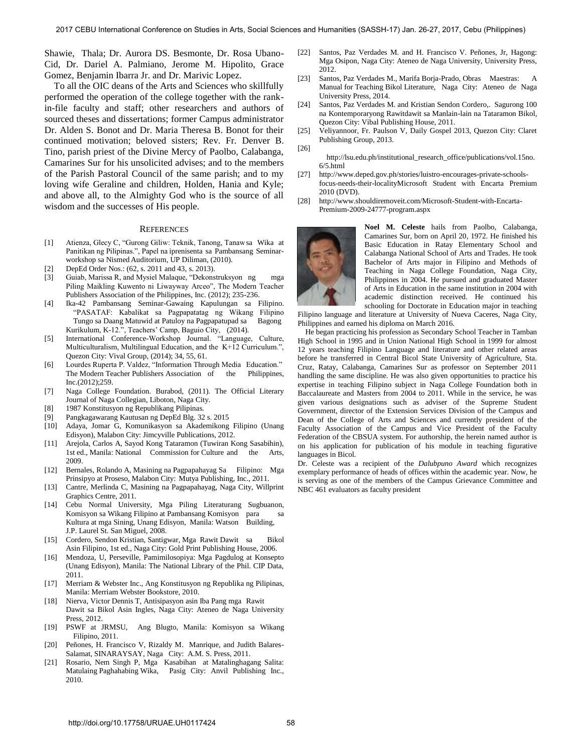Shawie, Thala; Dr. Aurora DS. Besmonte, Dr. Rosa Ubano-Cid, Dr. Dariel A. Palmiano, Jerome M. Hipolito, Grace Gomez, Benjamin Ibarra Jr. and Dr. Marivic Lopez.

To all the OIC deans of the Arts and Sciences who skillfully performed the operation of the college together with the rank-in-file faculty and staff; other researchers and authors of sourced theses and dissertations; former Campus administrator Dr. Alden S. Bonot and Dr. Maria Theresa B. Bonot for their continued motivation; beloved sisters; Rev. Fr. Denver B. Tino, parish priest of the Divine Mercy of Paolbo, Calabanga, Camarines Sur for his unsolicited advises; and to the members of the Parish Pastoral Council of the same parish; and to my loving wife Geraline and children, Holden, Hania and Kyle; and above all, to the Almighty God who is the source of all wisdom and the successes of His people.

## References

[1] Atienza, Glecy C, "Gurong Giliw: Teknik, Tanong, Tanaw sa Wika at Panitikan ng Pilipinas.", Papel na iprenisenta sa Pambansang Seminar-workshop sa Nismed Auditorium, UP Diliman, (2010).

[2] DepEd Order Nos.: (62, s. 2011 and 43, s. 2013).

[3] Guiab, Marissa R, and Mysiel Malaque, "Dekonstruksyon ng mga Piling Maikling Kuwento ni Liwayway Arceo", The Modern Teacher Publishers Association of the Philippines, Inc. (2012); 235-236.

[4] Ika-42 Pambansang Seminar-Gawaing Kapulungan sa Filipino. "PASATAF: Kabalikat sa Pagpapatatag ng Wikang Filipino Tungo sa Daang Matuwid at Patuloy na Pagpapatupad sa Bagong Kurikulum, K-12.", Teachers' Camp, Baguio City, (2014).

[5] International Conference-Workshop Journal. "Language, Culture, Multiculturalism, Multilingual Education, and the K+12 Curriculum.", Quezon City: Vival Group, (2014); 34, 55, 61.

[6] Lourdes Ruperta P. Valdez, "Information Through Media Education." The Modern Teacher Publishers Association of the Philippines, Inc.(2012);259.

[7] Naga College Foundation. Burabod, (2011). The Official Literary Journal of Naga Collegian, Liboton, Naga City.

[8] 1987 Konstitusyon ng Republikang Pilipinas.

[9] Pangkagawarang Kautusan ng DepEd Blg. 32 s. 2015

[10] Adaya, Jomar G, Komunikasyon sa Akademikong Filipino (Unang Edisyon), Malabon City: Jimcyville Publications, 2012.

[11] Arejola, Carlos A, Sayod Kong Tataramon (Tuwiran Kong Sasabihin), 1st ed., Manila: National Commission for Culture and the Arts, 2009.

[12] Bernales, Rolando A, Masining na Pagpapahayag Sa Filipino: Mga Prinsipyo at Proseso, Malabon City: Mutya Publishing, Inc., 2011.

[13] Cantre, Merlinda C, Masining na Pagpapahayag, Naga City, Willprint Graphics Centre, 2011.

[14] Cebu Normal University, Mga Piling Literaturang Sugbuanon, Komisyon sa Wikang Filipino at Pambansang Komisyon para sa Kultura at mga Sining, Unang Edisyon, Manila: Watson Building, J.P. Laurel St. San Miguel, 2008.

[15] Cordero, Sendon Kristian, Santigwar, Mga Rawit Dawit sa Bikol Asin Filipino, 1st ed., Naga City: Gold Print Publishing House, 2006.

[16] Mendoza, U, Perseville, Pamimilosopiya: Mga Pagdulog at Konsepto (Unang Edisyon), Manila: The National Library of the Phil. CIP Data, 2011.

[17] Merriam & Webster Inc., Ang Konstitusyon ng Republika ng Pilipinas, Manila: Merriam Webster Bookstore, 2010.

[18] Nierva, Victor Dennis T, Antisipasyon asin Iba Pang mga Rawit Dawit sa Bikol Asin Ingles, Naga City: Ateneo de Naga University Press, 2012.

[19] PSWF at JRMSU, Ang Blugto, Manila: Komisyon sa Wikang Filipino, 2011.

[20] Peñones, H. Francisco V, Rizaldy M. Manrique, and Judith Balares-Salamat, SINARAYSAY, Naga City: A.M. S. Press, 2011.

[21] Rosario, Nem Singh P, Mga Kasabihan at Matalinghagang Salita: Matulaing Paghahabing Wika, Pasig City: Anvil Publishing Inc., 2010.

[22] Santos, Paz Verdades M. and H. Francisco V. Peñones, Jr, Hagong: Mga Osipon, Naga City: Ateneo de Naga University, University Press, 2012.

[23] Santos, Paz Verdades M., Marifa Borja-Prado, Obras Maestras: A Manual for Teaching Bikol Literature, Naga City: Ateneo de Naga University Press, 2014.

[24] Santos, Paz Verdades M. and Kristian Sendon Cordero,. Sagurong 100 na Kontemporaryong Rawitdawit sa Manlain-lain na Tataramon Bikol, Quezon City: Vibal Publishing House, 2011.

[25] Veliyannoor, Fr. Paulson V, Daily Gospel 2013, Quezon City: Claret Publishing Group, 2013.

[26] http://lsu.edu.ph/institutional_research_office/publications/vol.15no.6/5.html

[27] http://www.deped.gov.ph/stories/luistro-encourages-private-schools-focus-needs-their-localityMicrosoft Student with Encarta Premium 2010 (DVD).

[28] http://www.shouldiremoveit.com/Microsoft-Student-with-Encarta-Premium-2009-24777-program.aspx

**Noel M. Celeste** hails from Paolbo, Calabanga, Camarines Sur, born on April 20, 1972. He finished his Basic Education in Ratay Elementary School and Calabanga National School of Arts and Trades. He took Bachelor of Arts major in Filipino and Methods of Teaching in Naga College Foundation, Naga City, Philippines in 2004. He pursued and graduated Master of Arts in Education in the same institution in 2004 with academic distinction received. He continued his schooling for Doctorate in Education major in teaching Filipino language and literature at University of Nueva Caceres, Naga City, Philippines and earned his diploma on March 2016.

He began practicing his profession as Secondary School Teacher in Tamban High School in 1995 and in Union National High School in 1999 for almost 12 years teaching Filipino Language and literature and other related areas before he transferred in Central Bicol State University of Agriculture, Sta. Cruz, Ratay, Calabanga, Camarines Sur as professor on September 2011 handling the same discipline. He was also given opportunities to practice his expertise in teaching Filipino subject in Naga College Foundation both in Baccalaureate and Masters from 2004 to 2011. While in the service, he was given various designations such as adviser of the Supreme Student Government, director of the Extension Services Division of the Campus and Dean of the College of Arts and Sciences and currently president of the Faculty Association of the Campus and Vice President of the Faculty Federation of the CBSUA system. For authorship, the herein named author is on his application for publication of his module in teaching figurative languages in Bicol.

Dr. Celeste was a recipient of the *Dalubpuno Award* which recognizes exemplary performance of heads of offices within the academic year. Now, he is serving as one of the members of the Campus Grievance Committee and NBC 461 evaluators as faculty president